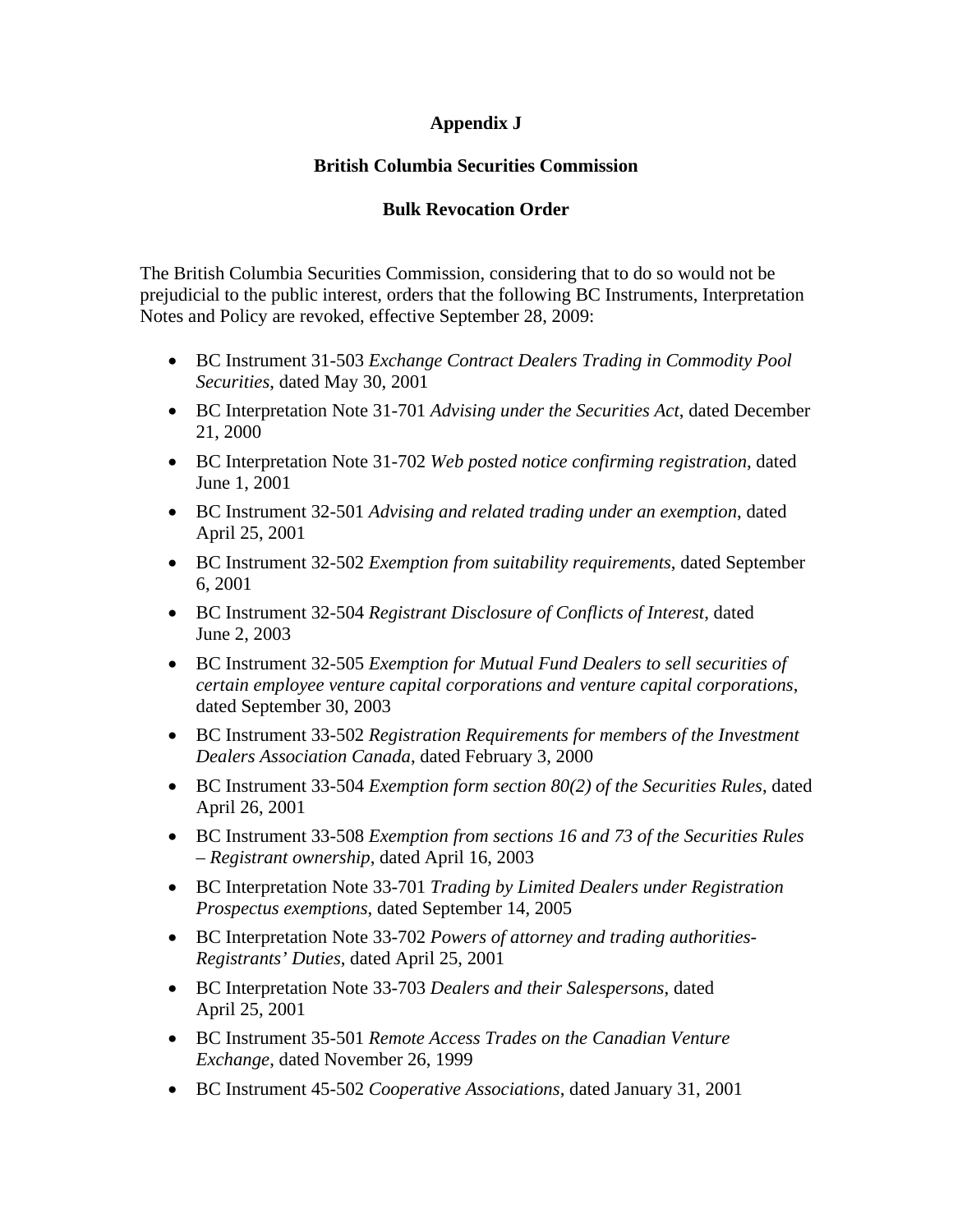**Appendix J**

**British Columbia Securities Commission**

**Bulk Revocation Order**

The British Columbia Securities Commission, considering that to do so would not be prejudicial to the public interest, orders that the following BC Instruments, Interpretation Notes and Policy are revoked, effective September 28, 2009:

- BC Instrument 31-503 *Exchange Contract Dealers Trading in Commodity Pool Securities*, dated May 30, 2001
- BC Interpretation Note 31-701 *Advising under the Securities Act*, dated December 21, 2000
- BC Interpretation Note 31-702 *Web posted notice confirming registration*, dated June 1, 2001
- BC Instrument 32-501 *Advising and related trading under an exemption*, dated April 25, 2001
- BC Instrument 32-502 *Exemption from suitability requirements*, dated September 6, 2001
- BC Instrument 32-504 *Registrant Disclosure of Conflicts of Interest*, dated June 2, 2003
- BC Instrument 32-505 *Exemption for Mutual Fund Dealers to sell securities of certain employee venture capital corporations and venture capital corporations*, dated September 30, 2003
- BC Instrument 33-502 *Registration Requirements for members of the Investment Dealers Association Canada*, dated February 3, 2000
- BC Instrument 33-504 *Exemption form section 80(2) of the Securities Rules*, dated April 26, 2001
- BC Instrument 33-508 *Exemption from sections 16 and 73 of the Securities Rules – Registrant ownership*, dated April 16, 2003
- BC Interpretation Note 33-701 *Trading by Limited Dealers under Registration Prospectus exemptions*, dated September 14, 2005
- BC Interpretation Note 33-702 *Powers of attorney and trading authorities-Registrants' Duties*, dated April 25, 2001
- BC Interpretation Note 33-703 *Dealers and their Salespersons*, dated April 25, 2001
- BC Instrument 35-501 *Remote Access Trades on the Canadian Venture Exchange*, dated November 26, 1999
- BC Instrument 45-502 *Cooperative Associations*, dated January 31, 2001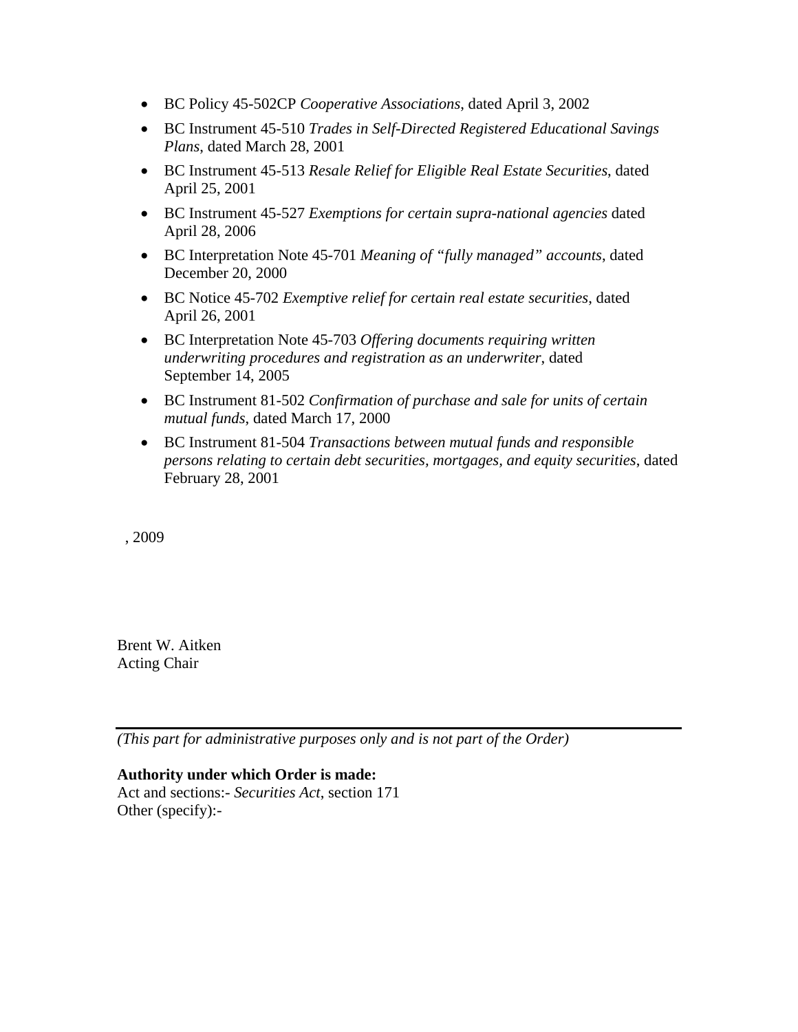- BC Policy 45-502CP *Cooperative Associations*, dated April 3, 2002
- BC Instrument 45-510 *Trades in Self-Directed Registered Educational Savings Plans*, dated March 28, 2001
- BC Instrument 45-513 *Resale Relief for Eligible Real Estate Securities*, dated April 25, 2001
- BC Instrument 45-527 *Exemptions for certain supra-national agencies* dated April 28, 2006
- BC Interpretation Note 45-701 *Meaning of "fully managed" accounts*, dated December 20, 2000
- BC Notice 45-702 *Exemptive relief for certain real estate securities*, dated April 26, 2001
- BC Interpretation Note 45-703 *Offering documents requiring written underwriting procedures and registration as an underwriter*, dated September 14, 2005
- BC Instrument 81-502 *Confirmation of purchase and sale for units of certain mutual funds*, dated March 17, 2000
- BC Instrument 81-504 *Transactions between mutual funds and responsible persons relating to certain debt securities, mortgages, and equity securities*, dated February 28, 2001

, 2009

Brent W. Aitken
Acting Chair

---

*(This part for administrative purposes only and is not part of the Order)*

**Authority under which Order is made:**
Act and sections:- *Securities Act*, section 171
Other (specify):-